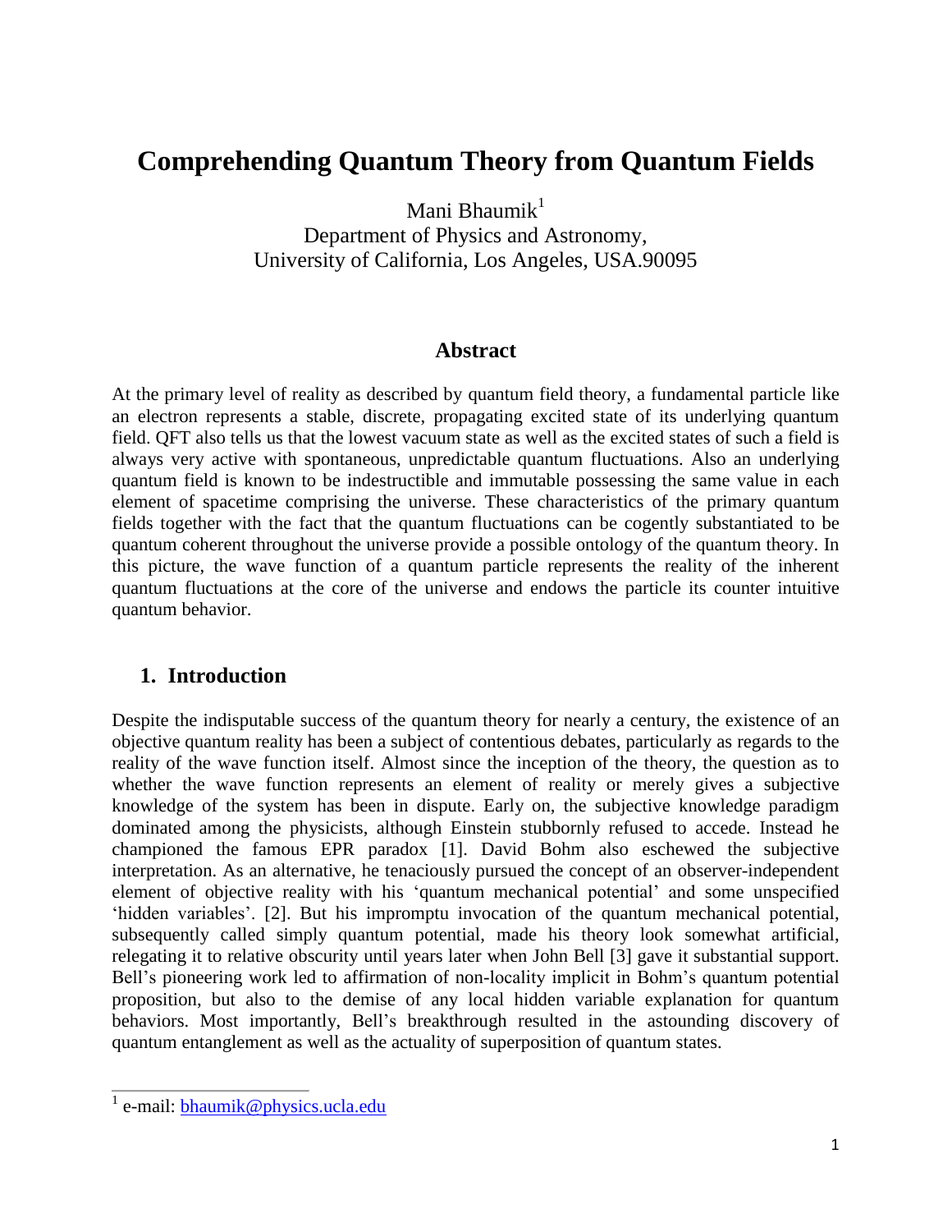# Comprehending Quantum Theory from Quantum Fields

Mani Bhaumik[1]

Department of Physics and Astronomy,
University of California, Los Angeles, USA.90095

## Abstract

At the primary level of reality as described by quantum field theory, a fundamental particle like an electron represents a stable, discrete, propagating excited state of its underlying quantum field. QFT also tells us that the lowest vacuum state as well as the excited states of such a field is always very active with spontaneous, unpredictable quantum fluctuations. Also an underlying quantum field is known to be indestructible and immutable possessing the same value in each element of spacetime comprising the universe. These characteristics of the primary quantum fields together with the fact that the quantum fluctuations can be cogently substantiated to be quantum coherent throughout the universe provide a possible ontology of the quantum theory. In this picture, the wave function of a quantum particle represents the reality of the inherent quantum fluctuations at the core of the universe and endows the particle its counter intuitive quantum behavior.

## 1. Introduction

Despite the indisputable success of the quantum theory for nearly a century, the existence of an objective quantum reality has been a subject of contentious debates, particularly as regards to the reality of the wave function itself. Almost since the inception of the theory, the question as to whether the wave function represents an element of reality or merely gives a subjective knowledge of the system has been in dispute. Early on, the subjective knowledge paradigm dominated among the physicists, although Einstein stubbornly refused to accede. Instead he championed the famous EPR paradox [1]. David Bohm also eschewed the subjective interpretation. As an alternative, he tenaciously pursued the concept of an observer-independent element of objective reality with his 'quantum mechanical potential' and some unspecified 'hidden variables'. [2]. But his impromptu invocation of the quantum mechanical potential, subsequently called simply quantum potential, made his theory look somewhat artificial, relegating it to relative obscurity until years later when John Bell [3] gave it substantial support. Bell's pioneering work led to affirmation of non-locality implicit in Bohm's quantum potential proposition, but also to the demise of any local hidden variable explanation for quantum behaviors. Most importantly, Bell's breakthrough resulted in the astounding discovery of quantum entanglement as well as the actuality of superposition of quantum states.

[1] e-mail: bhaumik@physics.ucla.edu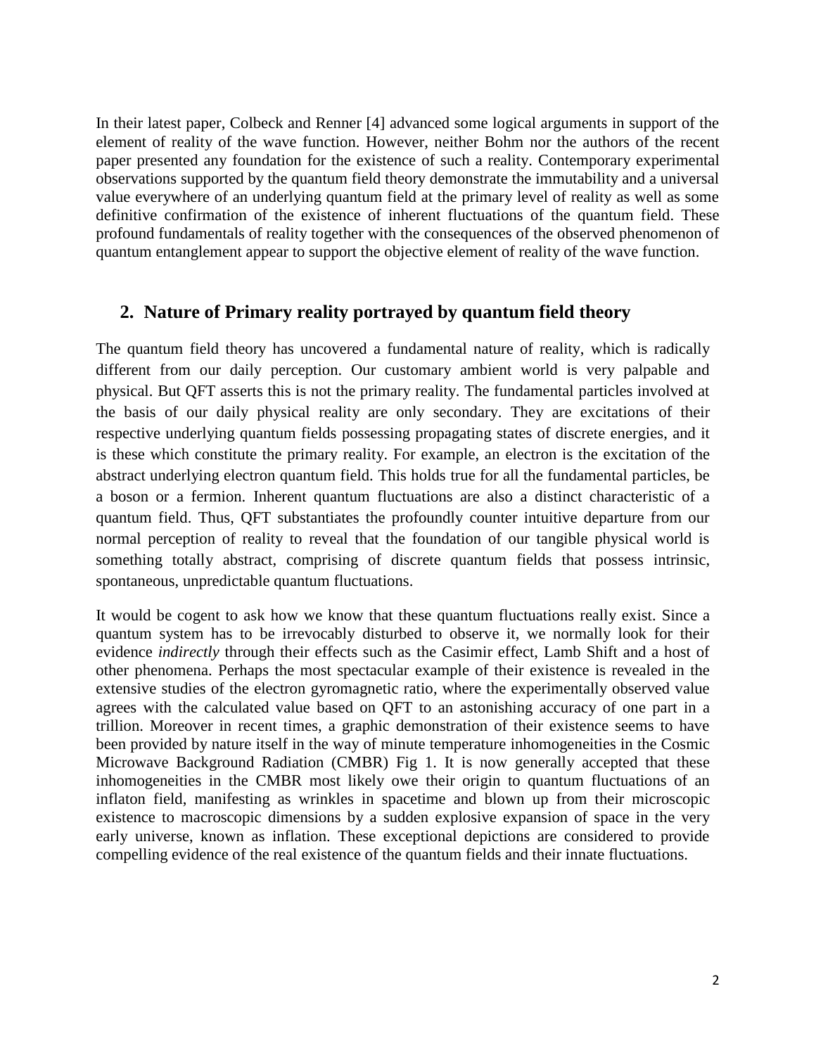In their latest paper, Colbeck and Renner [4] advanced some logical arguments in support of the element of reality of the wave function. However, neither Bohm nor the authors of the recent paper presented any foundation for the existence of such a reality. Contemporary experimental observations supported by the quantum field theory demonstrate the immutability and a universal value everywhere of an underlying quantum field at the primary level of reality as well as some definitive confirmation of the existence of inherent fluctuations of the quantum field. These profound fundamentals of reality together with the consequences of the observed phenomenon of quantum entanglement appear to support the objective element of reality of the wave function.

## 2. Nature of Primary reality portrayed by quantum field theory

The quantum field theory has uncovered a fundamental nature of reality, which is radically different from our daily perception. Our customary ambient world is very palpable and physical. But QFT asserts this is not the primary reality. The fundamental particles involved at the basis of our daily physical reality are only secondary. They are excitations of their respective underlying quantum fields possessing propagating states of discrete energies, and it is these which constitute the primary reality. For example, an electron is the excitation of the abstract underlying electron quantum field. This holds true for all the fundamental particles, be a boson or a fermion. Inherent quantum fluctuations are also a distinct characteristic of a quantum field. Thus, QFT substantiates the profoundly counter intuitive departure from our normal perception of reality to reveal that the foundation of our tangible physical world is something totally abstract, comprising of discrete quantum fields that possess intrinsic, spontaneous, unpredictable quantum fluctuations.

It would be cogent to ask how we know that these quantum fluctuations really exist. Since a quantum system has to be irrevocably disturbed to observe it, we normally look for their evidence *indirectly* through their effects such as the Casimir effect, Lamb Shift and a host of other phenomena. Perhaps the most spectacular example of their existence is revealed in the extensive studies of the electron gyromagnetic ratio, where the experimentally observed value agrees with the calculated value based on QFT to an astonishing accuracy of one part in a trillion. Moreover in recent times, a graphic demonstration of their existence seems to have been provided by nature itself in the way of minute temperature inhomogeneities in the Cosmic Microwave Background Radiation (CMBR) Fig 1. It is now generally accepted that these inhomogeneities in the CMBR most likely owe their origin to quantum fluctuations of an inflaton field, manifesting as wrinkles in spacetime and blown up from their microscopic existence to macroscopic dimensions by a sudden explosive expansion of space in the very early universe, known as inflation. These exceptional depictions are considered to provide compelling evidence of the real existence of the quantum fields and their innate fluctuations.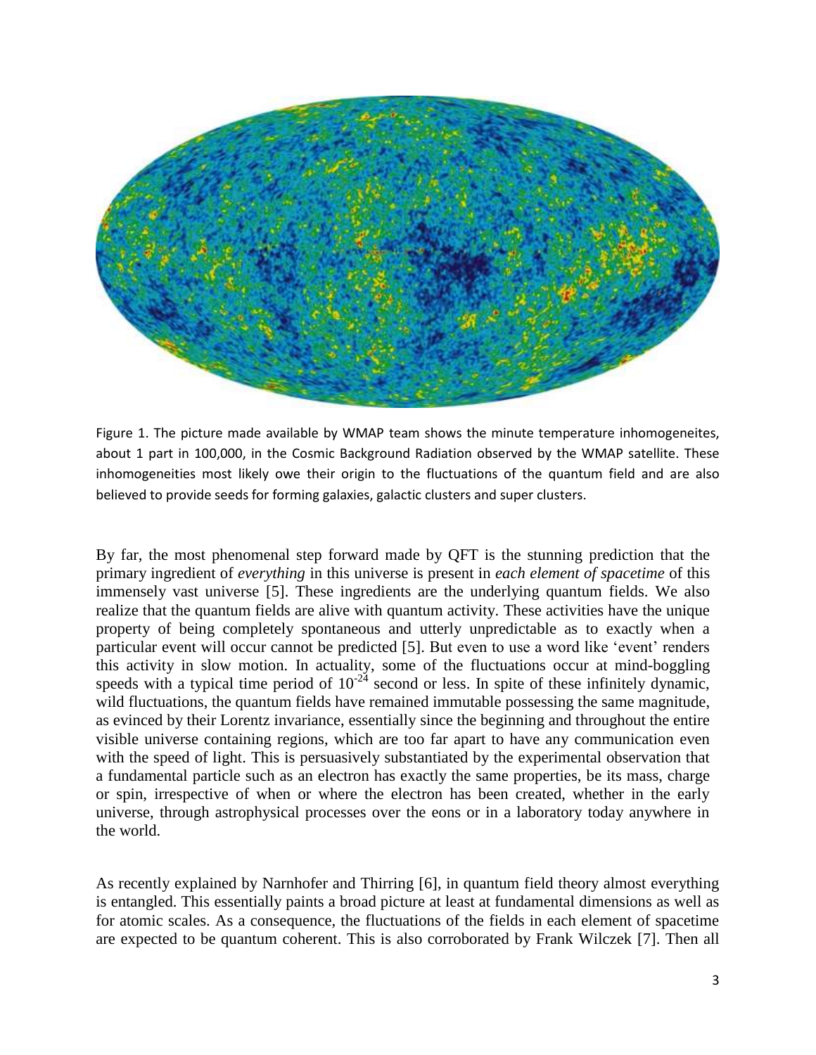Figure 1. The picture made available by WMAP team shows the minute temperature inhomogeneites, about 1 part in 100,000, in the Cosmic Background Radiation observed by the WMAP satellite. These inhomogeneities most likely owe their origin to the fluctuations of the quantum field and are also believed to provide seeds for forming galaxies, galactic clusters and super clusters.

By far, the most phenomenal step forward made by QFT is the stunning prediction that the primary ingredient of *everything* in this universe is present in *each element of spacetime* of this immensely vast universe [5]. These ingredients are the underlying quantum fields. We also realize that the quantum fields are alive with quantum activity. These activities have the unique property of being completely spontaneous and utterly unpredictable as to exactly when a particular event will occur cannot be predicted [5]. But even to use a word like 'event' renders this activity in slow motion. In actuality, some of the fluctuations occur at mind-boggling speeds with a typical time period of $10^{-24}$ second or less. In spite of these infinitely dynamic, wild fluctuations, the quantum fields have remained immutable possessing the same magnitude, as evinced by their Lorentz invariance, essentially since the beginning and throughout the entire visible universe containing regions, which are too far apart to have any communication even with the speed of light. This is persuasively substantiated by the experimental observation that a fundamental particle such as an electron has exactly the same properties, be its mass, charge or spin, irrespective of when or where the electron has been created, whether in the early universe, through astrophysical processes over the eons or in a laboratory today anywhere in the world.

As recently explained by Narnhofer and Thirring [6], in quantum field theory almost everything is entangled. This essentially paints a broad picture at least at fundamental dimensions as well as for atomic scales. As a consequence, the fluctuations of the fields in each element of spacetime are expected to be quantum coherent. This is also corroborated by Frank Wilczek [7]. Then all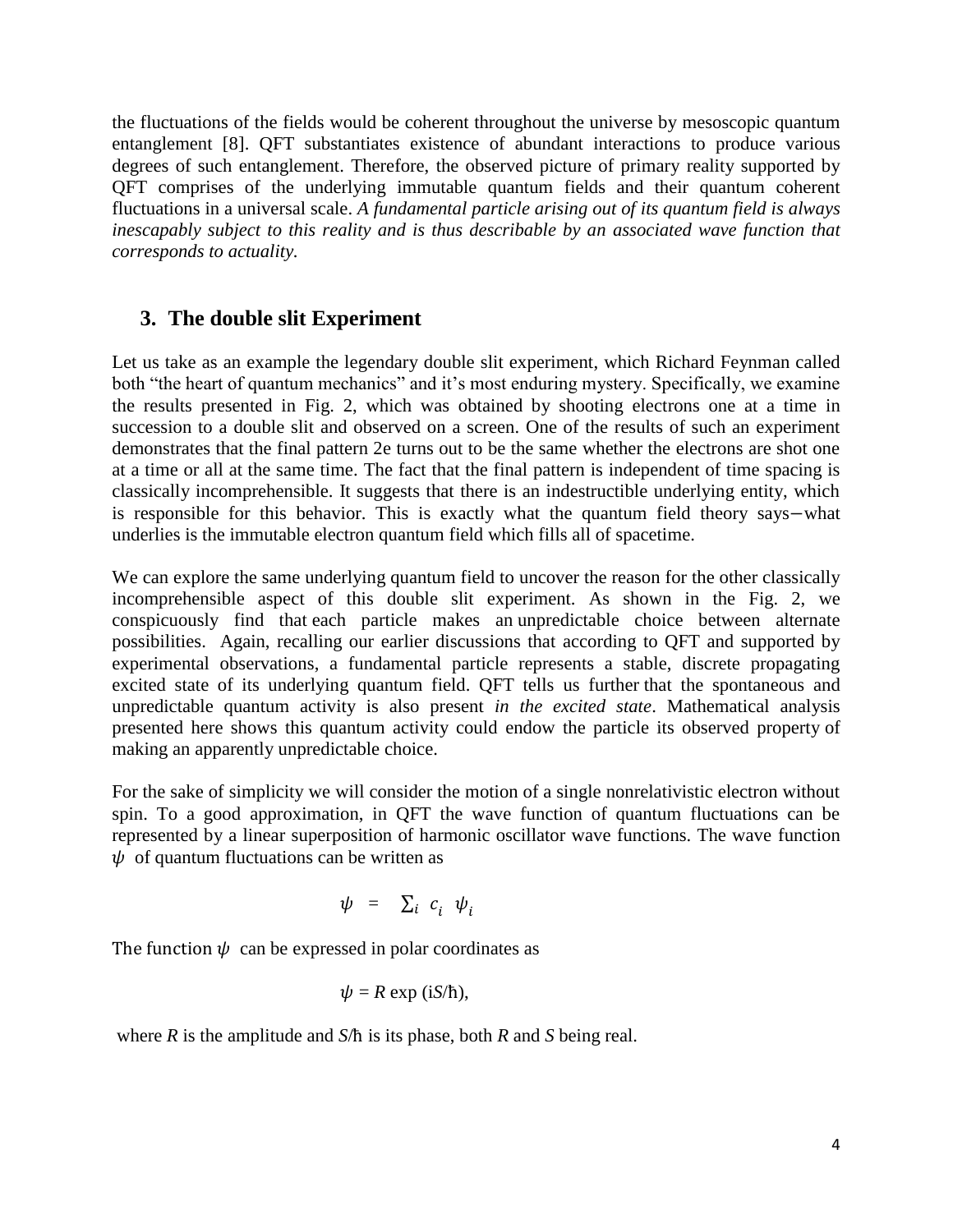the fluctuations of the fields would be coherent throughout the universe by mesoscopic quantum entanglement [8]. QFT substantiates existence of abundant interactions to produce various degrees of such entanglement. Therefore, the observed picture of primary reality supported by QFT comprises of the underlying immutable quantum fields and their quantum coherent fluctuations in a universal scale. *A fundamental particle arising out of its quantum field is always inescapably subject to this reality and is thus describable by an associated wave function that corresponds to actuality.*

## 3. The double slit Experiment

Let us take as an example the legendary double slit experiment, which Richard Feynman called both "the heart of quantum mechanics" and it's most enduring mystery. Specifically, we examine the results presented in Fig. 2, which was obtained by shooting electrons one at a time in succession to a double slit and observed on a screen. One of the results of such an experiment demonstrates that the final pattern 2e turns out to be the same whether the electrons are shot one at a time or all at the same time. The fact that the final pattern is independent of time spacing is classically incomprehensible. It suggests that there is an indestructible underlying entity, which is responsible for this behavior. This is exactly what the quantum field theory says—what underlies is the immutable electron quantum field which fills all of spacetime.

We can explore the same underlying quantum field to uncover the reason for the other classically incomprehensible aspect of this double slit experiment. As shown in the Fig. 2, we conspicuously find that each particle makes an unpredictable choice between alternate possibilities. Again, recalling our earlier discussions that according to QFT and supported by experimental observations, a fundamental particle represents a stable, discrete propagating excited state of its underlying quantum field. QFT tells us further that the spontaneous and unpredictable quantum activity is also present *in the excited state*. Mathematical analysis presented here shows this quantum activity could endow the particle its observed property of making an apparently unpredictable choice.

For the sake of simplicity we will consider the motion of a single nonrelativistic electron without spin. To a good approximation, in QFT the wave function of quantum fluctuations can be represented by a linear superposition of harmonic oscillator wave functions. The wave function $\psi$ of quantum fluctuations can be written as

$$\psi = \sum_i c_i \psi_i$$

The function $\psi$ can be expressed in polar coordinates as

$$\psi = R \exp(iS/\hbar),$$

where $R$ is the amplitude and $S/\hbar$ is its phase, both $R$ and $S$ being real.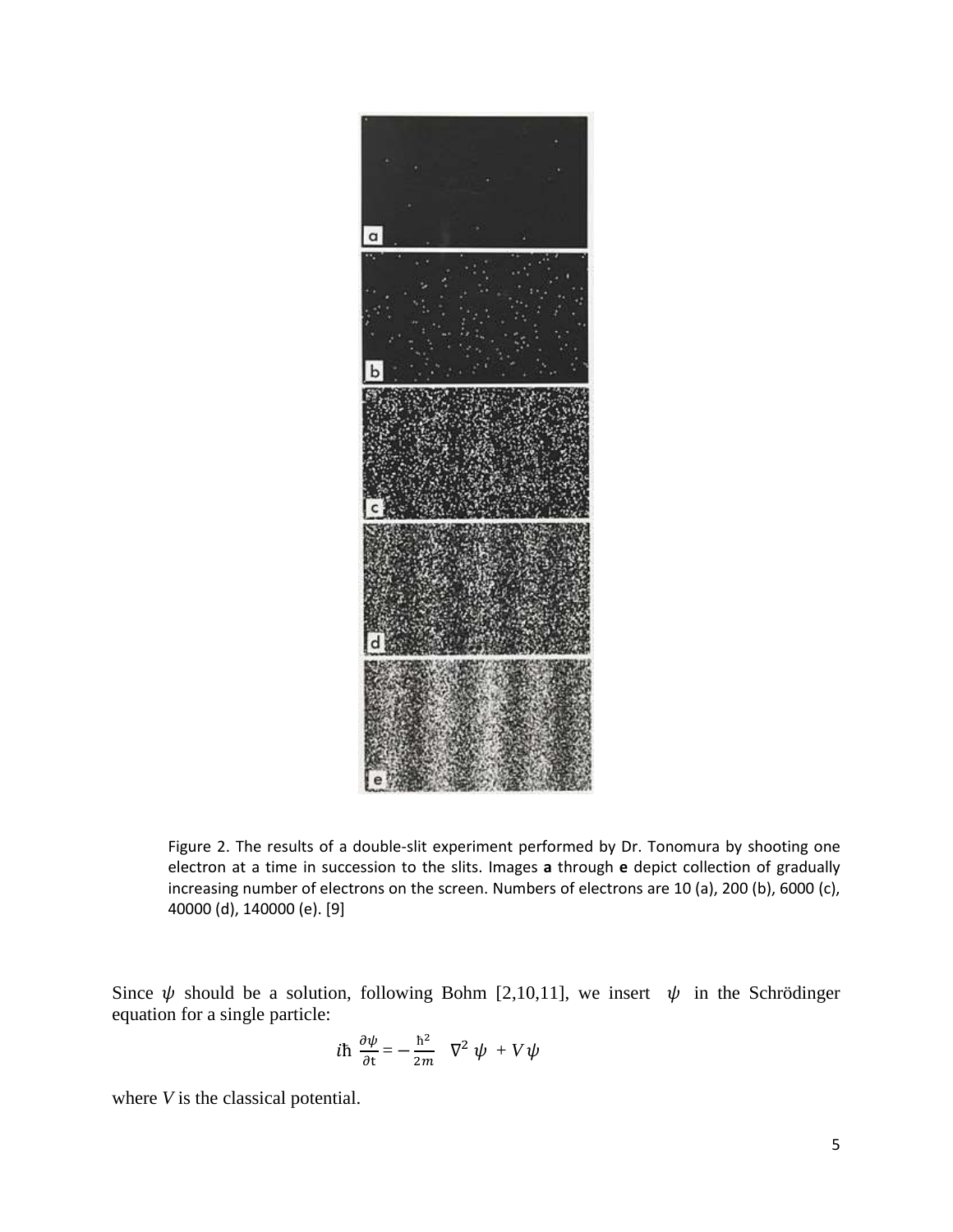Figure 2. The results of a double-slit experiment performed by Dr. Tonomura by shooting one electron at a time in succession to the slits. Images **a** through **e** depict collection of gradually increasing number of electrons on the screen. Numbers of electrons are 10 (a), 200 (b), 6000 (c), 40000 (d), 140000 (e). [9]

Since $\psi$ should be a solution, following Bohm [2,10,11], we insert $\psi$ in the Schrödinger equation for a single particle:

$$i\hbar \frac{\partial \psi}{\partial t} = -\frac{\hbar^2}{2m} \nabla^2 \psi + V\psi$$

where $V$ is the classical potential.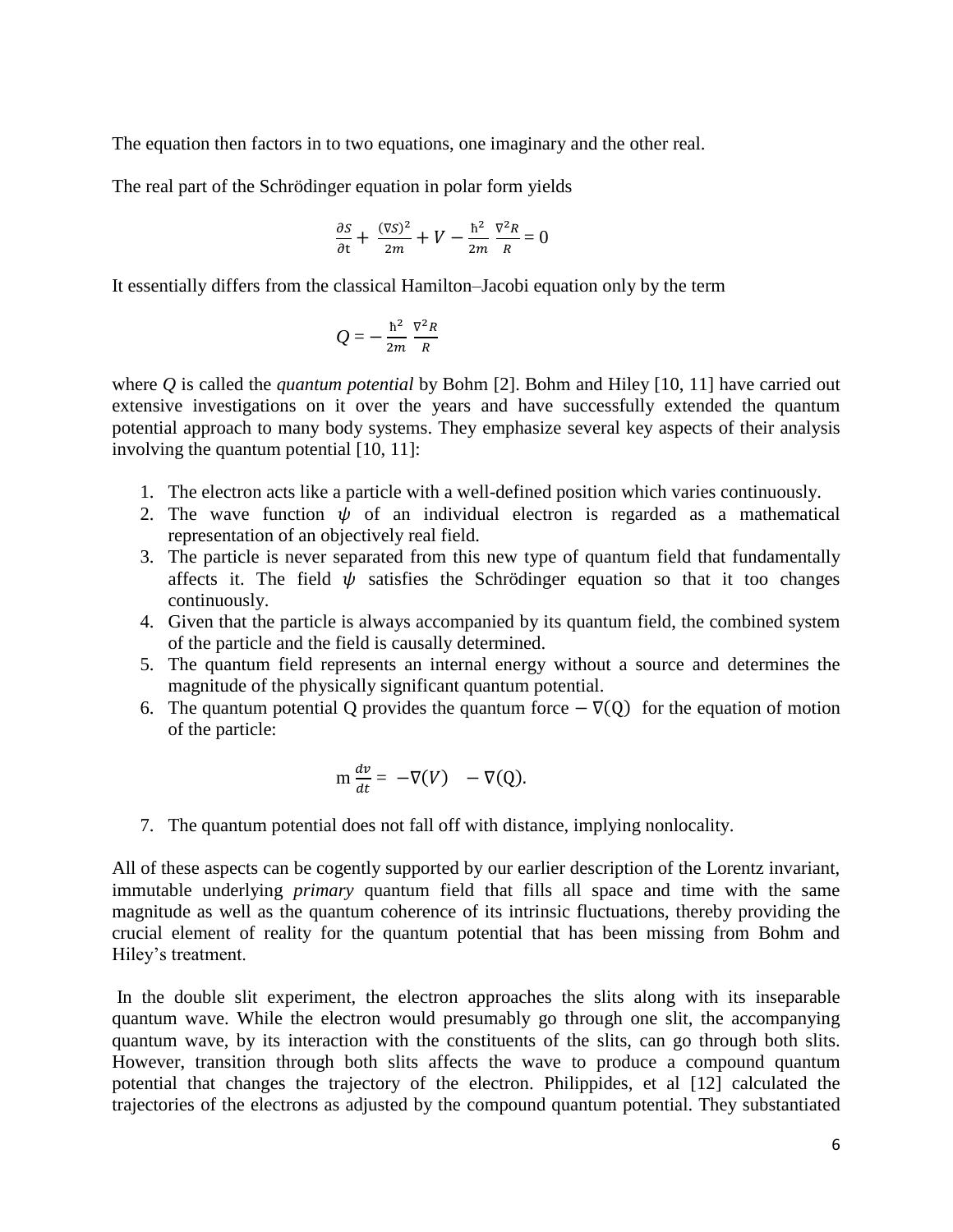The equation then factors in to two equations, one imaginary and the other real.

The real part of the Schrödinger equation in polar form yields

$$\frac{\partial S}{\partial t} + \frac{(\nabla S)^2}{2m} + V - \frac{\hbar^2}{2m}\frac{\nabla^2 R}{R} = 0$$

It essentially differs from the classical Hamilton–Jacobi equation only by the term

$$Q = -\frac{\hbar^2}{2m}\frac{\nabla^2 R}{R}$$

where $Q$ is called the *quantum potential* by Bohm [2]. Bohm and Hiley [10, 11] have carried out extensive investigations on it over the years and have successfully extended the quantum potential approach to many body systems. They emphasize several key aspects of their analysis involving the quantum potential [10, 11]:

1. The electron acts like a particle with a well-defined position which varies continuously.
2. The wave function $\psi$ of an individual electron is regarded as a mathematical representation of an objectively real field.
3. The particle is never separated from this new type of quantum field that fundamentally affects it. The field $\psi$ satisfies the Schrödinger equation so that it too changes continuously.
4. Given that the particle is always accompanied by its quantum field, the combined system of the particle and the field is causally determined.
5. The quantum field represents an internal energy without a source and determines the magnitude of the physically significant quantum potential.
6. The quantum potential Q provides the quantum force $-\nabla(Q)$ for the equation of motion of the particle:

$$m\frac{dv}{dt} = -\nabla(V) \quad -\nabla(Q).$$

7. The quantum potential does not fall off with distance, implying nonlocality.

All of these aspects can be cogently supported by our earlier description of the Lorentz invariant, immutable underlying *primary* quantum field that fills all space and time with the same magnitude as well as the quantum coherence of its intrinsic fluctuations, thereby providing the crucial element of reality for the quantum potential that has been missing from Bohm and Hiley's treatment.

In the double slit experiment, the electron approaches the slits along with its inseparable quantum wave. While the electron would presumably go through one slit, the accompanying quantum wave, by its interaction with the constituents of the slits, can go through both slits. However, transition through both slits affects the wave to produce a compound quantum potential that changes the trajectory of the electron. Philippides, et al [12] calculated the trajectories of the electrons as adjusted by the compound quantum potential. They substantiated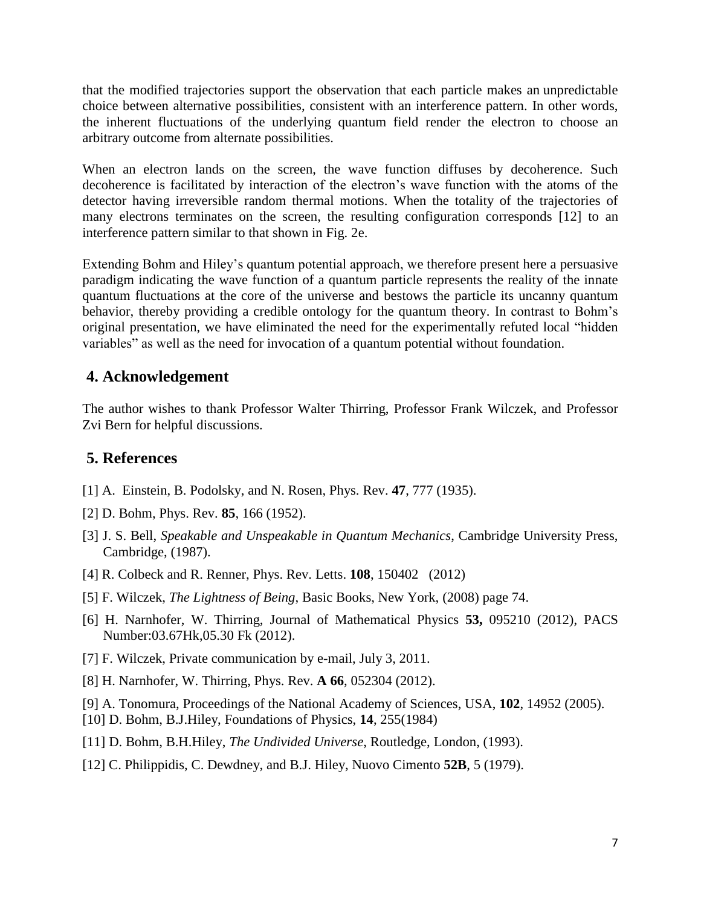that the modified trajectories support the observation that each particle makes an unpredictable choice between alternative possibilities, consistent with an interference pattern. In other words, the inherent fluctuations of the underlying quantum field render the electron to choose an arbitrary outcome from alternate possibilities.

When an electron lands on the screen, the wave function diffuses by decoherence. Such decoherence is facilitated by interaction of the electron's wave function with the atoms of the detector having irreversible random thermal motions. When the totality of the trajectories of many electrons terminates on the screen, the resulting configuration corresponds [12] to an interference pattern similar to that shown in Fig. 2e.

Extending Bohm and Hiley's quantum potential approach, we therefore present here a persuasive paradigm indicating the wave function of a quantum particle represents the reality of the innate quantum fluctuations at the core of the universe and bestows the particle its uncanny quantum behavior, thereby providing a credible ontology for the quantum theory. In contrast to Bohm's original presentation, we have eliminated the need for the experimentally refuted local "hidden variables" as well as the need for invocation of a quantum potential without foundation.

## 4. Acknowledgement

The author wishes to thank Professor Walter Thirring, Professor Frank Wilczek, and Professor Zvi Bern for helpful discussions.

## 5. References

[1] A. Einstein, B. Podolsky, and N. Rosen, Phys. Rev. **47**, 777 (1935).

[2] D. Bohm, Phys. Rev. **85**, 166 (1952).

[3] J. S. Bell, *Speakable and Unspeakable in Quantum Mechanics*, Cambridge University Press, Cambridge, (1987).

[4] R. Colbeck and R. Renner, Phys. Rev. Letts. **108**, 150402 (2012)

[5] F. Wilczek, *The Lightness of Being*, Basic Books, New York, (2008) page 74.

[6] H. Narnhofer, W. Thirring, Journal of Mathematical Physics **53,** 095210 (2012), PACS Number:03.67Hk,05.30 Fk (2012).

[7] F. Wilczek, Private communication by e-mail, July 3, 2011.

[8] H. Narnhofer, W. Thirring, Phys. Rev. **A 66**, 052304 (2012).

[9] A. Tonomura, Proceedings of the National Academy of Sciences, USA, **102**, 14952 (2005).

[10] D. Bohm, B.J.Hiley, Foundations of Physics, **14**, 255(1984)

[11] D. Bohm, B.H.Hiley, *The Undivided Universe*, Routledge, London, (1993).

[12] C. Philippidis, C. Dewdney, and B.J. Hiley, Nuovo Cimento **52B**, 5 (1979).